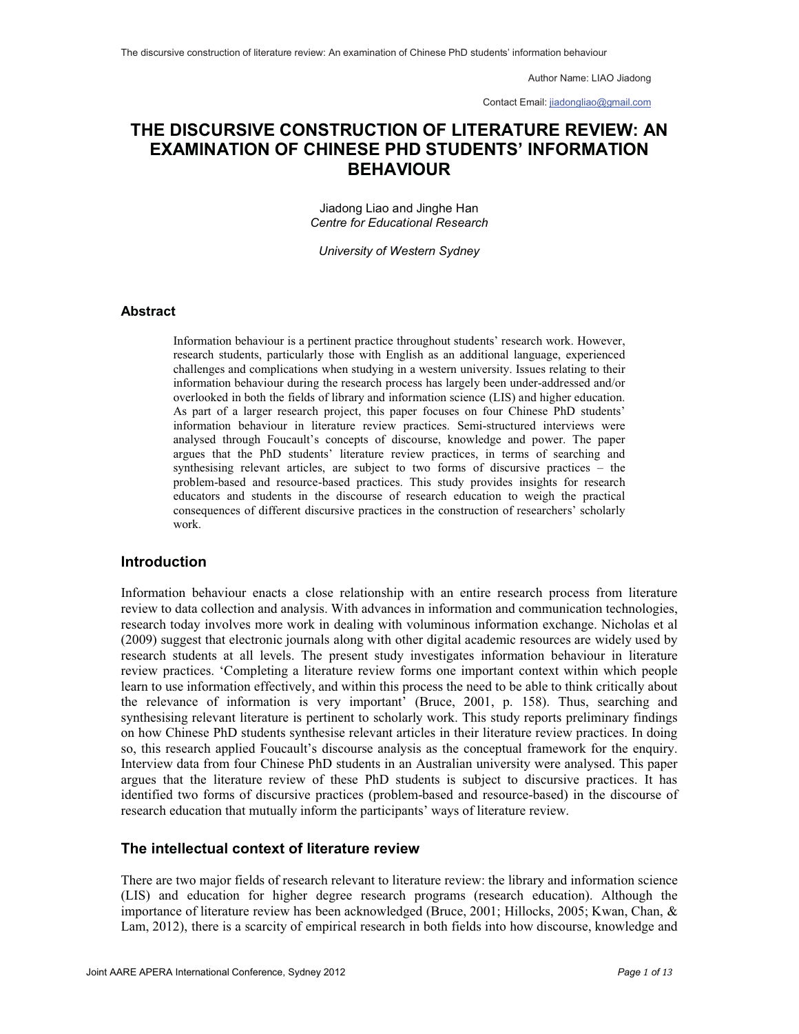Author Name: LIAO Jiadong

Contact Email: jiadongliao@gmail.com

# THE DISCURSIVE CONSTRUCTION OF LITERATURE REVIEW: AN EXAMINATION OF CHINESE PHD STUDENTS' INFORMATION BEHAVIOUR

Jiadong Liao and Jinghe Han
*Centre for Educational Research*

*University of Western Sydney*

## Abstract

Information behaviour is a pertinent practice throughout students' research work. However, research students, particularly those with English as an additional language, experienced challenges and complications when studying in a western university. Issues relating to their information behaviour during the research process has largely been under-addressed and/or overlooked in both the fields of library and information science (LIS) and higher education. As part of a larger research project, this paper focuses on four Chinese PhD students' information behaviour in literature review practices. Semi-structured interviews were analysed through Foucault's concepts of discourse, knowledge and power. The paper argues that the PhD students' literature review practices, in terms of searching and synthesising relevant articles, are subject to two forms of discursive practices – the problem-based and resource-based practices. This study provides insights for research educators and students in the discourse of research education to weigh the practical consequences of different discursive practices in the construction of researchers' scholarly work.

## Introduction

Information behaviour enacts a close relationship with an entire research process from literature review to data collection and analysis. With advances in information and communication technologies, research today involves more work in dealing with voluminous information exchange. Nicholas et al (2009) suggest that electronic journals along with other digital academic resources are widely used by research students at all levels. The present study investigates information behaviour in literature review practices. 'Completing a literature review forms one important context within which people learn to use information effectively, and within this process the need to be able to think critically about the relevance of information is very important' (Bruce, 2001, p. 158). Thus, searching and synthesising relevant literature is pertinent to scholarly work. This study reports preliminary findings on how Chinese PhD students synthesise relevant articles in their literature review practices. In doing so, this research applied Foucault's discourse analysis as the conceptual framework for the enquiry. Interview data from four Chinese PhD students in an Australian university were analysed. This paper argues that the literature review of these PhD students is subject to discursive practices. It has identified two forms of discursive practices (problem-based and resource-based) in the discourse of research education that mutually inform the participants' ways of literature review.

## The intellectual context of literature review

There are two major fields of research relevant to literature review: the library and information science (LIS) and education for higher degree research programs (research education). Although the importance of literature review has been acknowledged (Bruce, 2001; Hillocks, 2005; Kwan, Chan, & Lam, 2012), there is a scarcity of empirical research in both fields into how discourse, knowledge and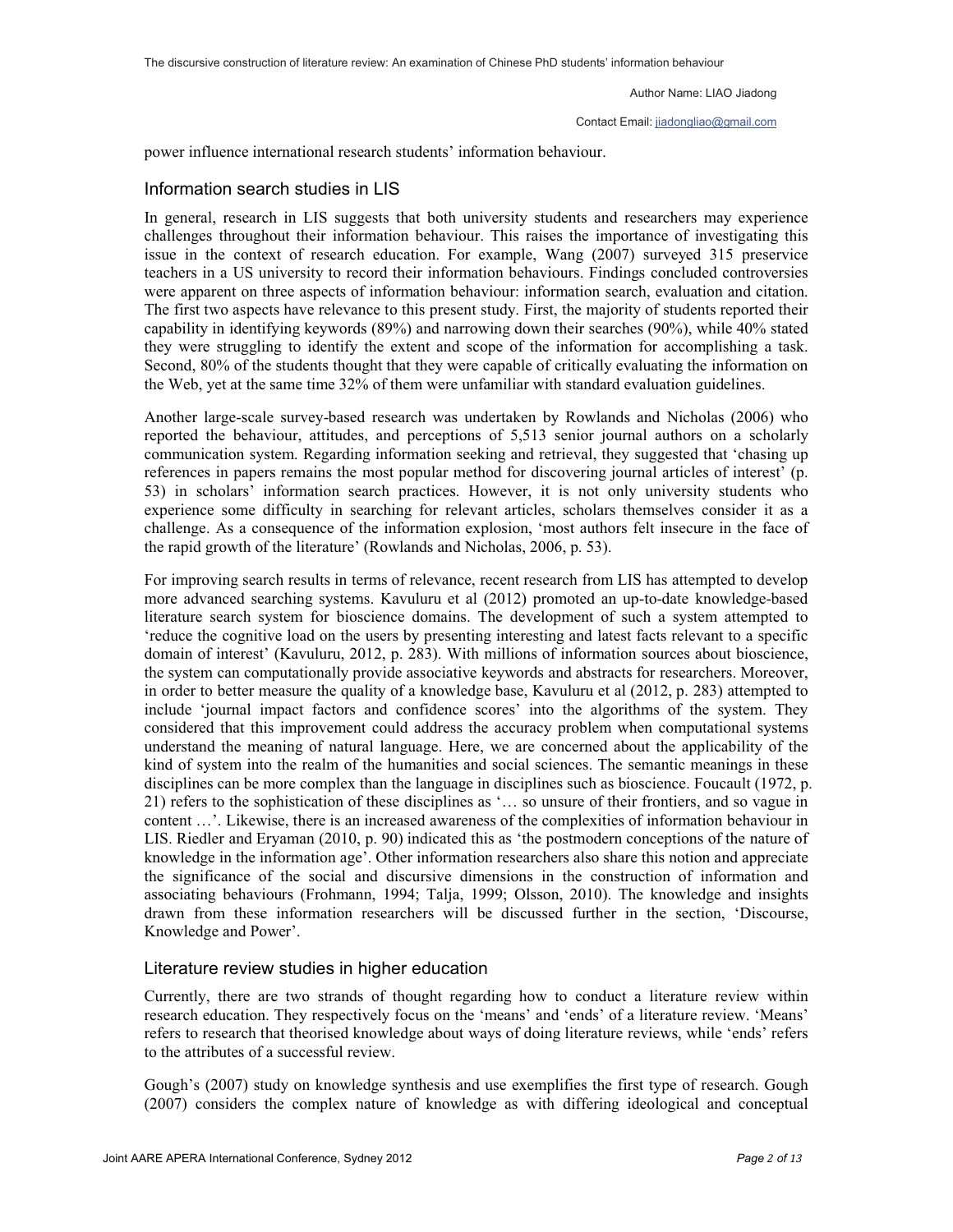power influence international research students' information behaviour.

## Information search studies in LIS

In general, research in LIS suggests that both university students and researchers may experience challenges throughout their information behaviour. This raises the importance of investigating this issue in the context of research education. For example, Wang (2007) surveyed 315 preservice teachers in a US university to record their information behaviours. Findings concluded controversies were apparent on three aspects of information behaviour: information search, evaluation and citation. The first two aspects have relevance to this present study. First, the majority of students reported their capability in identifying keywords (89%) and narrowing down their searches (90%), while 40% stated they were struggling to identify the extent and scope of the information for accomplishing a task. Second, 80% of the students thought that they were capable of critically evaluating the information on the Web, yet at the same time 32% of them were unfamiliar with standard evaluation guidelines.

Another large-scale survey-based research was undertaken by Rowlands and Nicholas (2006) who reported the behaviour, attitudes, and perceptions of 5,513 senior journal authors on a scholarly communication system. Regarding information seeking and retrieval, they suggested that 'chasing up references in papers remains the most popular method for discovering journal articles of interest' (p. 53) in scholars' information search practices. However, it is not only university students who experience some difficulty in searching for relevant articles, scholars themselves consider it as a challenge. As a consequence of the information explosion, 'most authors felt insecure in the face of the rapid growth of the literature' (Rowlands and Nicholas, 2006, p. 53).

For improving search results in terms of relevance, recent research from LIS has attempted to develop more advanced searching systems. Kavuluru et al (2012) promoted an up-to-date knowledge-based literature search system for bioscience domains. The development of such a system attempted to 'reduce the cognitive load on the users by presenting interesting and latest facts relevant to a specific domain of interest' (Kavuluru, 2012, p. 283). With millions of information sources about bioscience, the system can computationally provide associative keywords and abstracts for researchers. Moreover, in order to better measure the quality of a knowledge base, Kavuluru et al (2012, p. 283) attempted to include 'journal impact factors and confidence scores' into the algorithms of the system. They considered that this improvement could address the accuracy problem when computational systems understand the meaning of natural language. Here, we are concerned about the applicability of the kind of system into the realm of the humanities and social sciences. The semantic meanings in these disciplines can be more complex than the language in disciplines such as bioscience. Foucault (1972, p. 21) refers to the sophistication of these disciplines as '… so unsure of their frontiers, and so vague in content …'. Likewise, there is an increased awareness of the complexities of information behaviour in LIS. Riedler and Eryaman (2010, p. 90) indicated this as 'the postmodern conceptions of the nature of knowledge in the information age'. Other information researchers also share this notion and appreciate the significance of the social and discursive dimensions in the construction of information and associating behaviours (Frohmann, 1994; Talja, 1999; Olsson, 2010). The knowledge and insights drawn from these information researchers will be discussed further in the section, 'Discourse, Knowledge and Power'.

## Literature review studies in higher education

Currently, there are two strands of thought regarding how to conduct a literature review within research education. They respectively focus on the 'means' and 'ends' of a literature review. 'Means' refers to research that theorised knowledge about ways of doing literature reviews, while 'ends' refers to the attributes of a successful review.

Gough's (2007) study on knowledge synthesis and use exemplifies the first type of research. Gough (2007) considers the complex nature of knowledge as with differing ideological and conceptual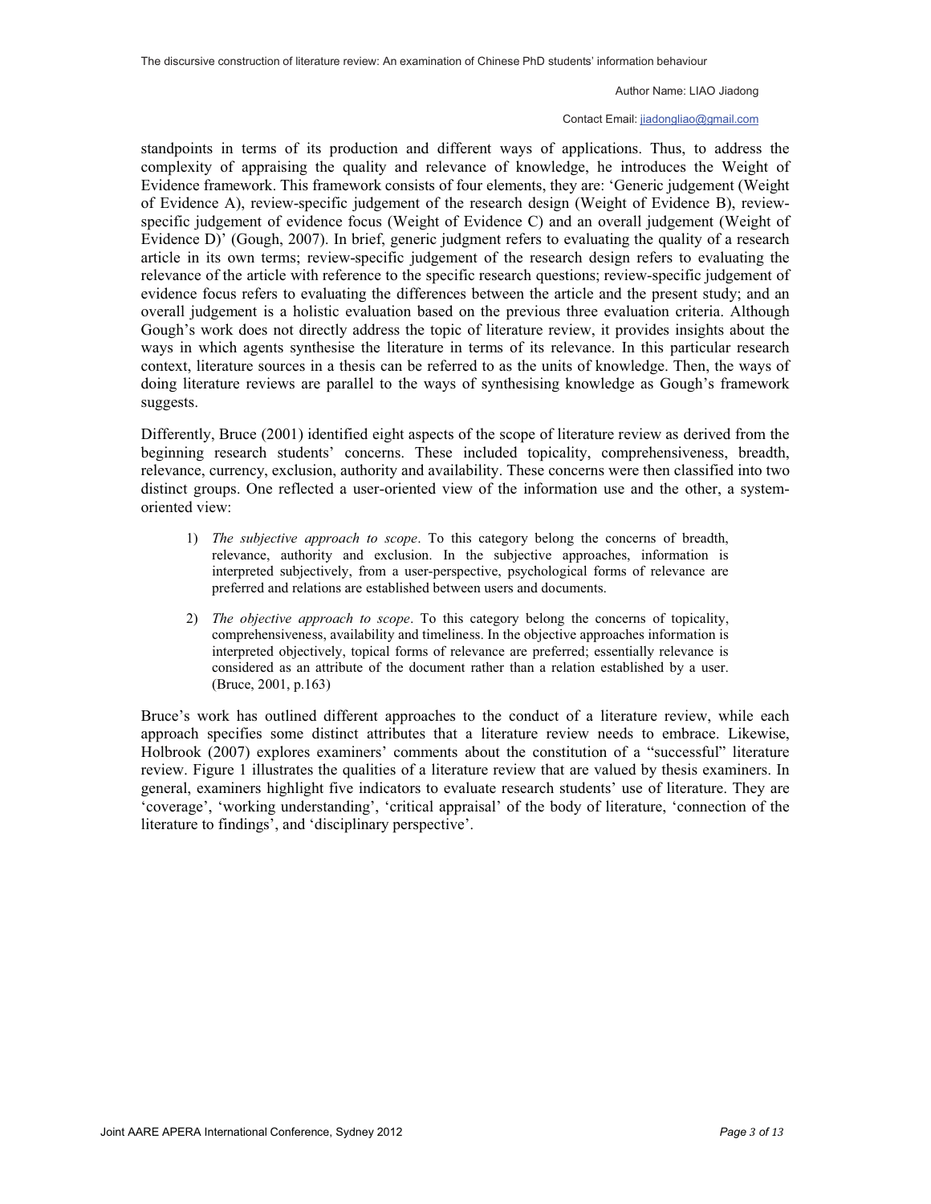standpoints in terms of its production and different ways of applications. Thus, to address the complexity of appraising the quality and relevance of knowledge, he introduces the Weight of Evidence framework. This framework consists of four elements, they are: 'Generic judgement (Weight of Evidence A), review-specific judgement of the research design (Weight of Evidence B), review-specific judgement of evidence focus (Weight of Evidence C) and an overall judgement (Weight of Evidence D)' (Gough, 2007). In brief, generic judgment refers to evaluating the quality of a research article in its own terms; review-specific judgement of the research design refers to evaluating the relevance of the article with reference to the specific research questions; review-specific judgement of evidence focus refers to evaluating the differences between the article and the present study; and an overall judgement is a holistic evaluation based on the previous three evaluation criteria. Although Gough's work does not directly address the topic of literature review, it provides insights about the ways in which agents synthesise the literature in terms of its relevance. In this particular research context, literature sources in a thesis can be referred to as the units of knowledge. Then, the ways of doing literature reviews are parallel to the ways of synthesising knowledge as Gough's framework suggests.

Differently, Bruce (2001) identified eight aspects of the scope of literature review as derived from the beginning research students' concerns. These included topicality, comprehensiveness, breadth, relevance, currency, exclusion, authority and availability. These concerns were then classified into two distinct groups. One reflected a user-oriented view of the information use and the other, a system-oriented view:

> 1) *The subjective approach to scope*. To this category belong the concerns of breadth, relevance, authority and exclusion. In the subjective approaches, information is interpreted subjectively, from a user-perspective, psychological forms of relevance are preferred and relations are established between users and documents.
>
> 2) *The objective approach to scope*. To this category belong the concerns of topicality, comprehensiveness, availability and timeliness. In the objective approaches information is interpreted objectively, topical forms of relevance are preferred; essentially relevance is considered as an attribute of the document rather than a relation established by a user. (Bruce, 2001, p.163)

Bruce's work has outlined different approaches to the conduct of a literature review, while each approach specifies some distinct attributes that a literature review needs to embrace. Likewise, Holbrook (2007) explores examiners' comments about the constitution of a "successful" literature review. Figure 1 illustrates the qualities of a literature review that are valued by thesis examiners. In general, examiners highlight five indicators to evaluate research students' use of literature. They are 'coverage', 'working understanding', 'critical appraisal' of the body of literature, 'connection of the literature to findings', and 'disciplinary perspective'.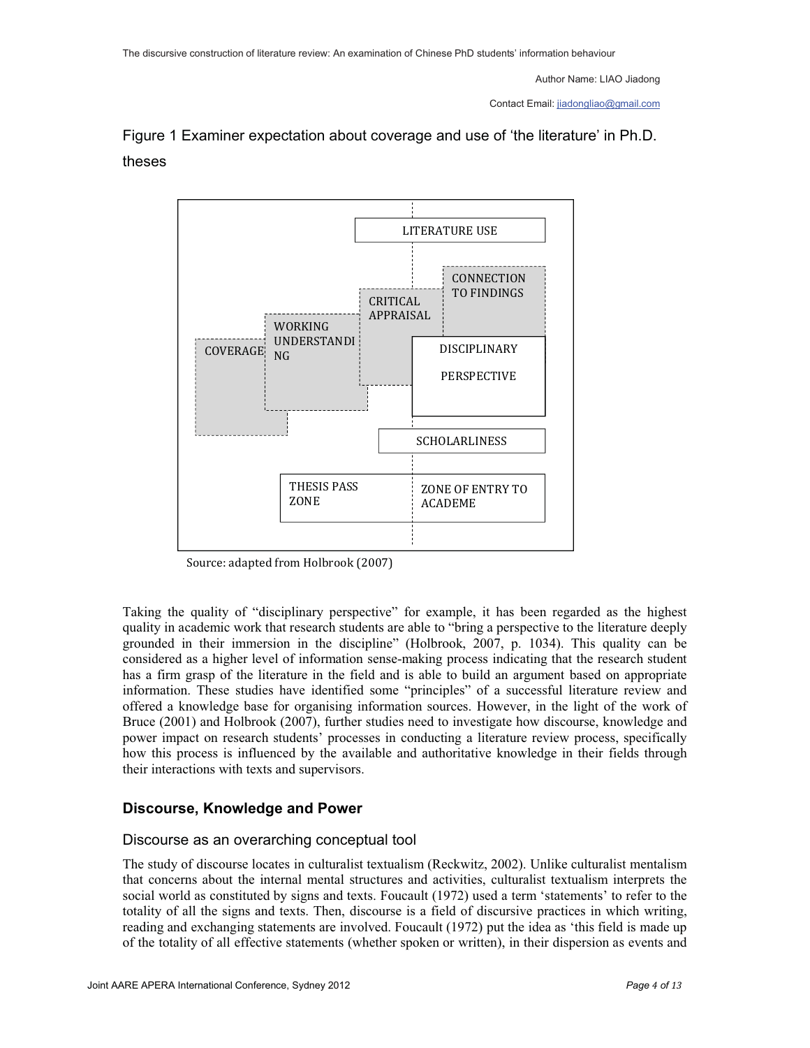Figure 1 Examiner expectation about coverage and use of 'the literature' in Ph.D. theses

LITERATURE USE

CONNECTION TO FINDINGS

CRITICAL APPRAISAL

WORKING UNDERSTANDING

COVERAGE

DISCIPLINARY PERSPECTIVE

SCHOLARLINESS

THESIS PASS ZONE

ZONE OF ENTRY TO ACADEME

Source: adapted from Holbrook (2007)

Taking the quality of "disciplinary perspective" for example, it has been regarded as the highest quality in academic work that research students are able to "bring a perspective to the literature deeply grounded in their immersion in the discipline" (Holbrook, 2007, p. 1034). This quality can be considered as a higher level of information sense-making process indicating that the research student has a firm grasp of the literature in the field and is able to build an argument based on appropriate information. These studies have identified some "principles" of a successful literature review and offered a knowledge base for organising information sources. However, in the light of the work of Bruce (2001) and Holbrook (2007), further studies need to investigate how discourse, knowledge and power impact on research students' processes in conducting a literature review process, specifically how this process is influenced by the available and authoritative knowledge in their fields through their interactions with texts and supervisors.

## Discourse, Knowledge and Power

### Discourse as an overarching conceptual tool

The study of discourse locates in culturalist textualism (Reckwitz, 2002). Unlike culturalist mentalism that concerns about the internal mental structures and activities, culturalist textualism interprets the social world as constituted by signs and texts. Foucault (1972) used a term 'statements' to refer to the totality of all the signs and texts. Then, discourse is a field of discursive practices in which writing, reading and exchanging statements are involved. Foucault (1972) put the idea as 'this field is made up of the totality of all effective statements (whether spoken or written), in their dispersion as events and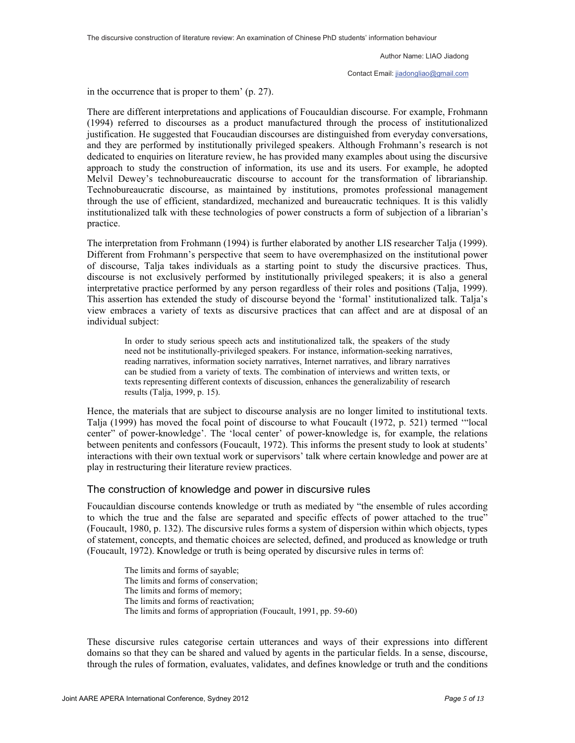in the occurrence that is proper to them' (p. 27).

There are different interpretations and applications of Foucauldian discourse. For example, Frohmann (1994) referred to discourses as a product manufactured through the process of institutionalized justification. He suggested that Foucaudian discourses are distinguished from everyday conversations, and they are performed by institutionally privileged speakers. Although Frohmann's research is not dedicated to enquiries on literature review, he has provided many examples about using the discursive approach to study the construction of information, its use and its users. For example, he adopted Melvil Dewey's technobureaucratic discourse to account for the transformation of librarianship. Technobureaucratic discourse, as maintained by institutions, promotes professional management through the use of efficient, standardized, mechanized and bureaucratic techniques. It is this validly institutionalized talk with these technologies of power constructs a form of subjection of a librarian's practice.

The interpretation from Frohmann (1994) is further elaborated by another LIS researcher Talja (1999). Different from Frohmann's perspective that seem to have overemphasized on the institutional power of discourse, Talja takes individuals as a starting point to study the discursive practices. Thus, discourse is not exclusively performed by institutionally privileged speakers; it is also a general interpretative practice performed by any person regardless of their roles and positions (Talja, 1999). This assertion has extended the study of discourse beyond the 'formal' institutionalized talk. Talja's view embraces a variety of texts as discursive practices that can affect and are at disposal of an individual subject:

> In order to study serious speech acts and institutionalized talk, the speakers of the study need not be institutionally-privileged speakers. For instance, information-seeking narratives, reading narratives, information society narratives, Internet narratives, and library narratives can be studied from a variety of texts. The combination of interviews and written texts, or texts representing different contexts of discussion, enhances the generalizability of research results (Talja, 1999, p. 15).

Hence, the materials that are subject to discourse analysis are no longer limited to institutional texts. Talja (1999) has moved the focal point of discourse to what Foucault (1972, p. 521) termed '"local center" of power-knowledge'. The 'local center' of power-knowledge is, for example, the relations between penitents and confessors (Foucault, 1972). This informs the present study to look at students' interactions with their own textual work or supervisors' talk where certain knowledge and power are at play in restructuring their literature review practices.

## The construction of knowledge and power in discursive rules

Foucauldian discourse contends knowledge or truth as mediated by "the ensemble of rules according to which the true and the false are separated and specific effects of power attached to the true" (Foucault, 1980, p. 132). The discursive rules forms a system of dispersion within which objects, types of statement, concepts, and thematic choices are selected, defined, and produced as knowledge or truth (Foucault, 1972). Knowledge or truth is being operated by discursive rules in terms of:

> The limits and forms of sayable;
> The limits and forms of conservation;
> The limits and forms of memory;
> The limits and forms of reactivation;
> The limits and forms of appropriation (Foucault, 1991, pp. 59-60)

These discursive rules categorise certain utterances and ways of their expressions into different domains so that they can be shared and valued by agents in the particular fields. In a sense, discourse, through the rules of formation, evaluates, validates, and defines knowledge or truth and the conditions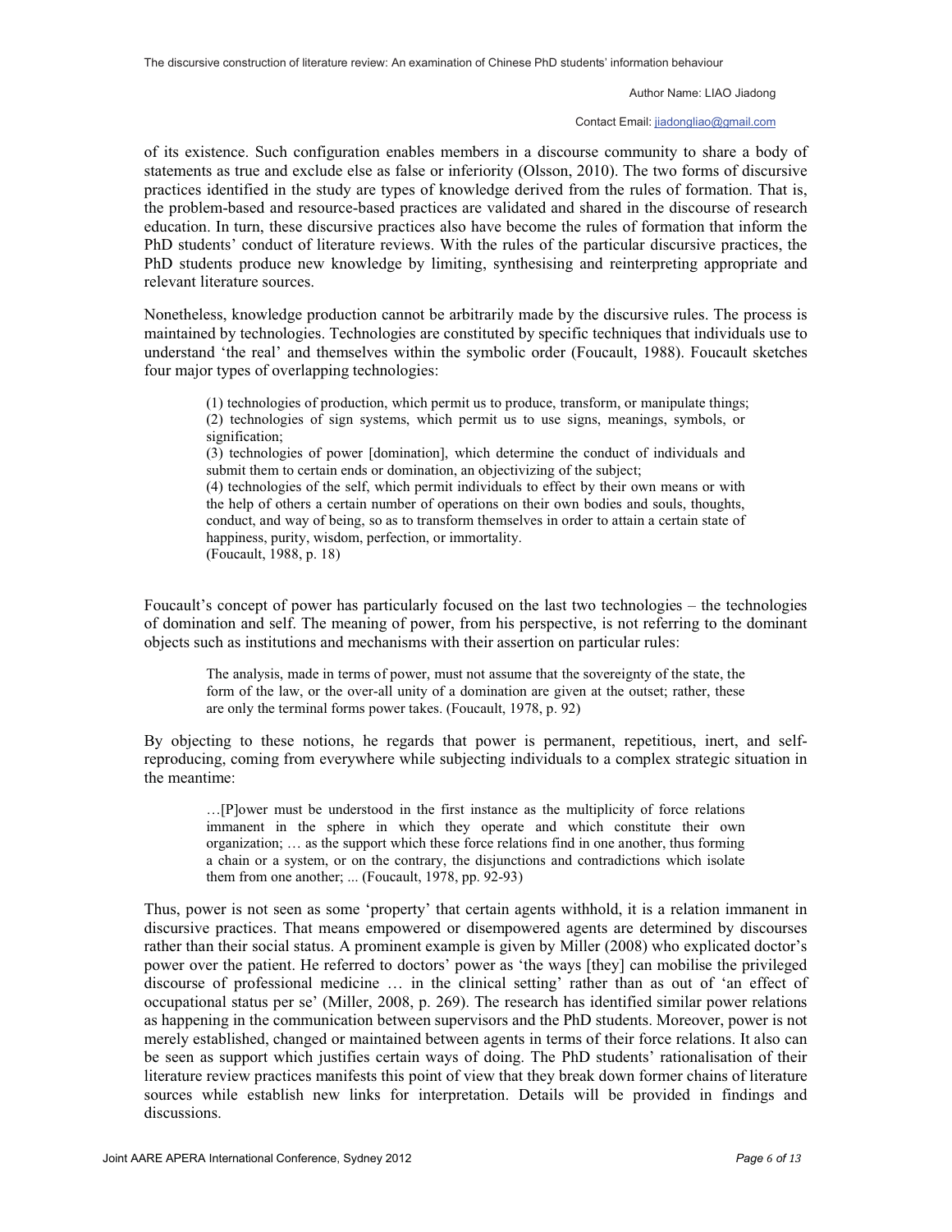of its existence. Such configuration enables members in a discourse community to share a body of statements as true and exclude else as false or inferiority (Olsson, 2010). The two forms of discursive practices identified in the study are types of knowledge derived from the rules of formation. That is, the problem-based and resource-based practices are validated and shared in the discourse of research education. In turn, these discursive practices also have become the rules of formation that inform the PhD students' conduct of literature reviews. With the rules of the particular discursive practices, the PhD students produce new knowledge by limiting, synthesising and reinterpreting appropriate and relevant literature sources.

Nonetheless, knowledge production cannot be arbitrarily made by the discursive rules. The process is maintained by technologies. Technologies are constituted by specific techniques that individuals use to understand 'the real' and themselves within the symbolic order (Foucault, 1988). Foucault sketches four major types of overlapping technologies:

> (1) technologies of production, which permit us to produce, transform, or manipulate things;
> (2) technologies of sign systems, which permit us to use signs, meanings, symbols, or signification;
> (3) technologies of power [domination], which determine the conduct of individuals and submit them to certain ends or domination, an objectivizing of the subject;
> (4) technologies of the self, which permit individuals to effect by their own means or with the help of others a certain number of operations on their own bodies and souls, thoughts, conduct, and way of being, so as to transform themselves in order to attain a certain state of happiness, purity, wisdom, perfection, or immortality.
> (Foucault, 1988, p. 18)

Foucault's concept of power has particularly focused on the last two technologies – the technologies of domination and self. The meaning of power, from his perspective, is not referring to the dominant objects such as institutions and mechanisms with their assertion on particular rules:

> The analysis, made in terms of power, must not assume that the sovereignty of the state, the form of the law, or the over-all unity of a domination are given at the outset; rather, these are only the terminal forms power takes. (Foucault, 1978, p. 92)

By objecting to these notions, he regards that power is permanent, repetitious, inert, and self-reproducing, coming from everywhere while subjecting individuals to a complex strategic situation in the meantime:

> …[P]ower must be understood in the first instance as the multiplicity of force relations immanent in the sphere in which they operate and which constitute their own organization; … as the support which these force relations find in one another, thus forming a chain or a system, or on the contrary, the disjunctions and contradictions which isolate them from one another; ... (Foucault, 1978, pp. 92-93)

Thus, power is not seen as some 'property' that certain agents withhold, it is a relation immanent in discursive practices. That means empowered or disempowered agents are determined by discourses rather than their social status. A prominent example is given by Miller (2008) who explicated doctor's power over the patient. He referred to doctors' power as 'the ways [they] can mobilise the privileged discourse of professional medicine … in the clinical setting' rather than as out of 'an effect of occupational status per se' (Miller, 2008, p. 269). The research has identified similar power relations as happening in the communication between supervisors and the PhD students. Moreover, power is not merely established, changed or maintained between agents in terms of their force relations. It also can be seen as support which justifies certain ways of doing. The PhD students' rationalisation of their literature review practices manifests this point of view that they break down former chains of literature sources while establish new links for interpretation. Details will be provided in findings and discussions.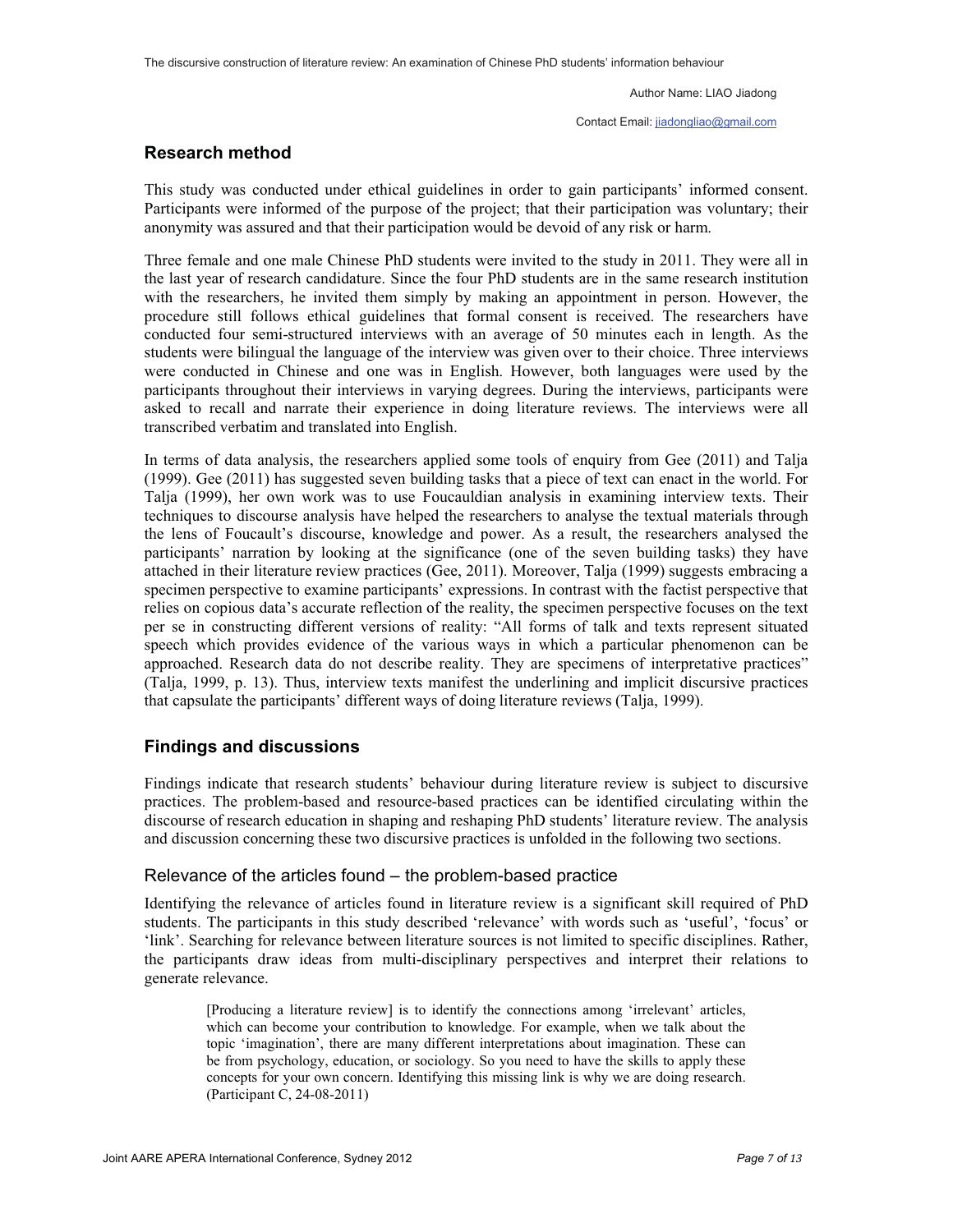## Research method

This study was conducted under ethical guidelines in order to gain participants' informed consent. Participants were informed of the purpose of the project; that their participation was voluntary; their anonymity was assured and that their participation would be devoid of any risk or harm.

Three female and one male Chinese PhD students were invited to the study in 2011. They were all in the last year of research candidature. Since the four PhD students are in the same research institution with the researchers, he invited them simply by making an appointment in person. However, the procedure still follows ethical guidelines that formal consent is received. The researchers have conducted four semi-structured interviews with an average of 50 minutes each in length. As the students were bilingual the language of the interview was given over to their choice. Three interviews were conducted in Chinese and one was in English. However, both languages were used by the participants throughout their interviews in varying degrees. During the interviews, participants were asked to recall and narrate their experience in doing literature reviews. The interviews were all transcribed verbatim and translated into English.

In terms of data analysis, the researchers applied some tools of enquiry from Gee (2011) and Talja (1999). Gee (2011) has suggested seven building tasks that a piece of text can enact in the world. For Talja (1999), her own work was to use Foucauldian analysis in examining interview texts. Their techniques to discourse analysis have helped the researchers to analyse the textual materials through the lens of Foucault's discourse, knowledge and power. As a result, the researchers analysed the participants' narration by looking at the significance (one of the seven building tasks) they have attached in their literature review practices (Gee, 2011). Moreover, Talja (1999) suggests embracing a specimen perspective to examine participants' expressions. In contrast with the factist perspective that relies on copious data's accurate reflection of the reality, the specimen perspective focuses on the text per se in constructing different versions of reality: "All forms of talk and texts represent situated speech which provides evidence of the various ways in which a particular phenomenon can be approached. Research data do not describe reality. They are specimens of interpretative practices" (Talja, 1999, p. 13). Thus, interview texts manifest the underlining and implicit discursive practices that capsulate the participants' different ways of doing literature reviews (Talja, 1999).

## Findings and discussions

Findings indicate that research students' behaviour during literature review is subject to discursive practices. The problem-based and resource-based practices can be identified circulating within the discourse of research education in shaping and reshaping PhD students' literature review. The analysis and discussion concerning these two discursive practices is unfolded in the following two sections.

### Relevance of the articles found – the problem-based practice

Identifying the relevance of articles found in literature review is a significant skill required of PhD students. The participants in this study described 'relevance' with words such as 'useful', 'focus' or 'link'. Searching for relevance between literature sources is not limited to specific disciplines. Rather, the participants draw ideas from multi-disciplinary perspectives and interpret their relations to generate relevance.

> [Producing a literature review] is to identify the connections among 'irrelevant' articles, which can become your contribution to knowledge. For example, when we talk about the topic 'imagination', there are many different interpretations about imagination. These can be from psychology, education, or sociology. So you need to have the skills to apply these concepts for your own concern. Identifying this missing link is why we are doing research. (Participant C, 24-08-2011)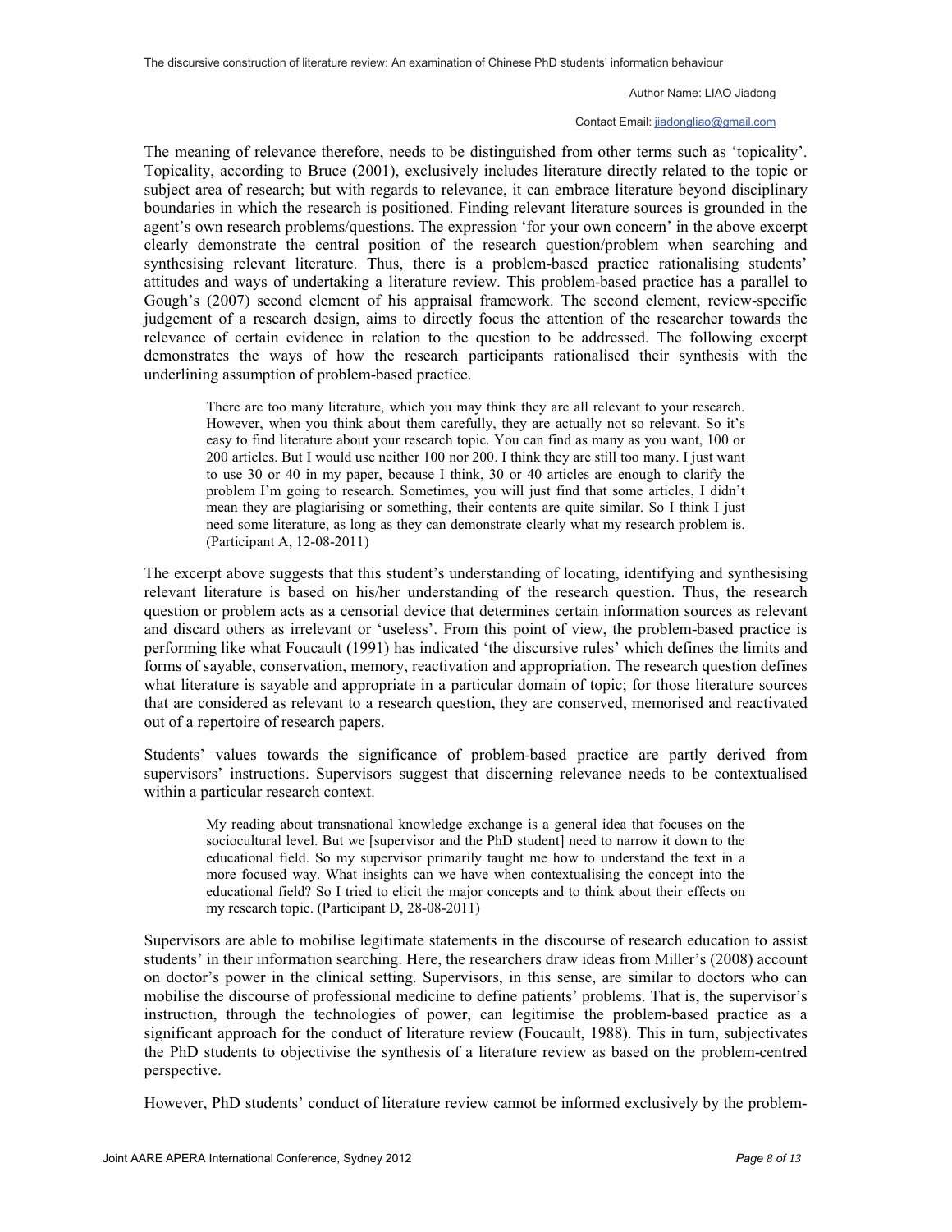The meaning of relevance therefore, needs to be distinguished from other terms such as 'topicality'. Topicality, according to Bruce (2001), exclusively includes literature directly related to the topic or subject area of research; but with regards to relevance, it can embrace literature beyond disciplinary boundaries in which the research is positioned. Finding relevant literature sources is grounded in the agent's own research problems/questions. The expression 'for your own concern' in the above excerpt clearly demonstrate the central position of the research question/problem when searching and synthesising relevant literature. Thus, there is a problem-based practice rationalising students' attitudes and ways of undertaking a literature review. This problem-based practice has a parallel to Gough's (2007) second element of his appraisal framework. The second element, review-specific judgement of a research design, aims to directly focus the attention of the researcher towards the relevance of certain evidence in relation to the question to be addressed. The following excerpt demonstrates the ways of how the research participants rationalised their synthesis with the underlining assumption of problem-based practice.

> There are too many literature, which you may think they are all relevant to your research. However, when you think about them carefully, they are actually not so relevant. So it's easy to find literature about your research topic. You can find as many as you want, 100 or 200 articles. But I would use neither 100 nor 200. I think they are still too many. I just want to use 30 or 40 in my paper, because I think, 30 or 40 articles are enough to clarify the problem I'm going to research. Sometimes, you will just find that some articles, I didn't mean they are plagiarising or something, their contents are quite similar. So I think I just need some literature, as long as they can demonstrate clearly what my research problem is. (Participant A, 12-08-2011)

The excerpt above suggests that this student's understanding of locating, identifying and synthesising relevant literature is based on his/her understanding of the research question. Thus, the research question or problem acts as a censorial device that determines certain information sources as relevant and discard others as irrelevant or 'useless'. From this point of view, the problem-based practice is performing like what Foucault (1991) has indicated 'the discursive rules' which defines the limits and forms of sayable, conservation, memory, reactivation and appropriation. The research question defines what literature is sayable and appropriate in a particular domain of topic; for those literature sources that are considered as relevant to a research question, they are conserved, memorised and reactivated out of a repertoire of research papers.

Students' values towards the significance of problem-based practice are partly derived from supervisors' instructions. Supervisors suggest that discerning relevance needs to be contextualised within a particular research context.

> My reading about transnational knowledge exchange is a general idea that focuses on the sociocultural level. But we [supervisor and the PhD student] need to narrow it down to the educational field. So my supervisor primarily taught me how to understand the text in a more focused way. What insights can we have when contextualising the concept into the educational field? So I tried to elicit the major concepts and to think about their effects on my research topic. (Participant D, 28-08-2011)

Supervisors are able to mobilise legitimate statements in the discourse of research education to assist students' in their information searching. Here, the researchers draw ideas from Miller's (2008) account on doctor's power in the clinical setting. Supervisors, in this sense, are similar to doctors who can mobilise the discourse of professional medicine to define patients' problems. That is, the supervisor's instruction, through the technologies of power, can legitimise the problem-based practice as a significant approach for the conduct of literature review (Foucault, 1988). This in turn, subjectivates the PhD students to objectivise the synthesis of a literature review as based on the problem-centred perspective.

However, PhD students' conduct of literature review cannot be informed exclusively by the problem-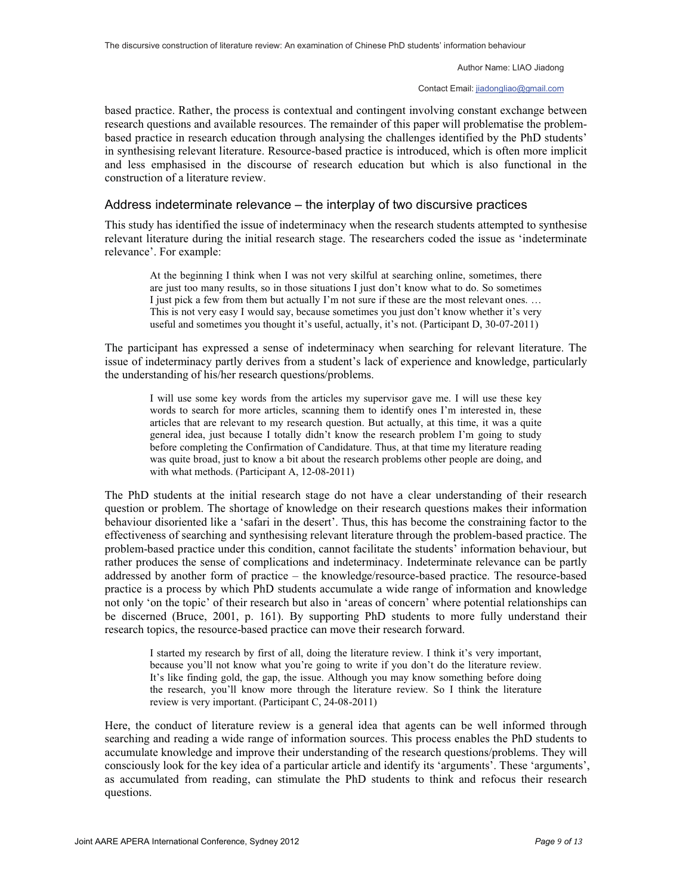based practice. Rather, the process is contextual and contingent involving constant exchange between research questions and available resources. The remainder of this paper will problematise the problem-based practice in research education through analysing the challenges identified by the PhD students' in synthesising relevant literature. Resource-based practice is introduced, which is often more implicit and less emphasised in the discourse of research education but which is also functional in the construction of a literature review.

## Address indeterminate relevance – the interplay of two discursive practices

This study has identified the issue of indeterminacy when the research students attempted to synthesise relevant literature during the initial research stage. The researchers coded the issue as 'indeterminate relevance'. For example:

> At the beginning I think when I was not very skilful at searching online, sometimes, there are just too many results, so in those situations I just don't know what to do. So sometimes I just pick a few from them but actually I'm not sure if these are the most relevant ones. … This is not very easy I would say, because sometimes you just don't know whether it's very useful and sometimes you thought it's useful, actually, it's not. (Participant D, 30-07-2011)

The participant has expressed a sense of indeterminacy when searching for relevant literature. The issue of indeterminacy partly derives from a student's lack of experience and knowledge, particularly the understanding of his/her research questions/problems.

> I will use some key words from the articles my supervisor gave me. I will use these key words to search for more articles, scanning them to identify ones I'm interested in, these articles that are relevant to my research question. But actually, at this time, it was a quite general idea, just because I totally didn't know the research problem I'm going to study before completing the Confirmation of Candidature. Thus, at that time my literature reading was quite broad, just to know a bit about the research problems other people are doing, and with what methods. (Participant A, 12-08-2011)

The PhD students at the initial research stage do not have a clear understanding of their research question or problem. The shortage of knowledge on their research questions makes their information behaviour disoriented like a 'safari in the desert'. Thus, this has become the constraining factor to the effectiveness of searching and synthesising relevant literature through the problem-based practice. The problem-based practice under this condition, cannot facilitate the students' information behaviour, but rather produces the sense of complications and indeterminacy. Indeterminate relevance can be partly addressed by another form of practice – the knowledge/resource-based practice. The resource-based practice is a process by which PhD students accumulate a wide range of information and knowledge not only 'on the topic' of their research but also in 'areas of concern' where potential relationships can be discerned (Bruce, 2001, p. 161). By supporting PhD students to more fully understand their research topics, the resource-based practice can move their research forward.

> I started my research by first of all, doing the literature review. I think it's very important, because you'll not know what you're going to write if you don't do the literature review. It's like finding gold, the gap, the issue. Although you may know something before doing the research, you'll know more through the literature review. So I think the literature review is very important. (Participant C, 24-08-2011)

Here, the conduct of literature review is a general idea that agents can be well informed through searching and reading a wide range of information sources. This process enables the PhD students to accumulate knowledge and improve their understanding of the research questions/problems. They will consciously look for the key idea of a particular article and identify its 'arguments'. These 'arguments', as accumulated from reading, can stimulate the PhD students to think and refocus their research questions.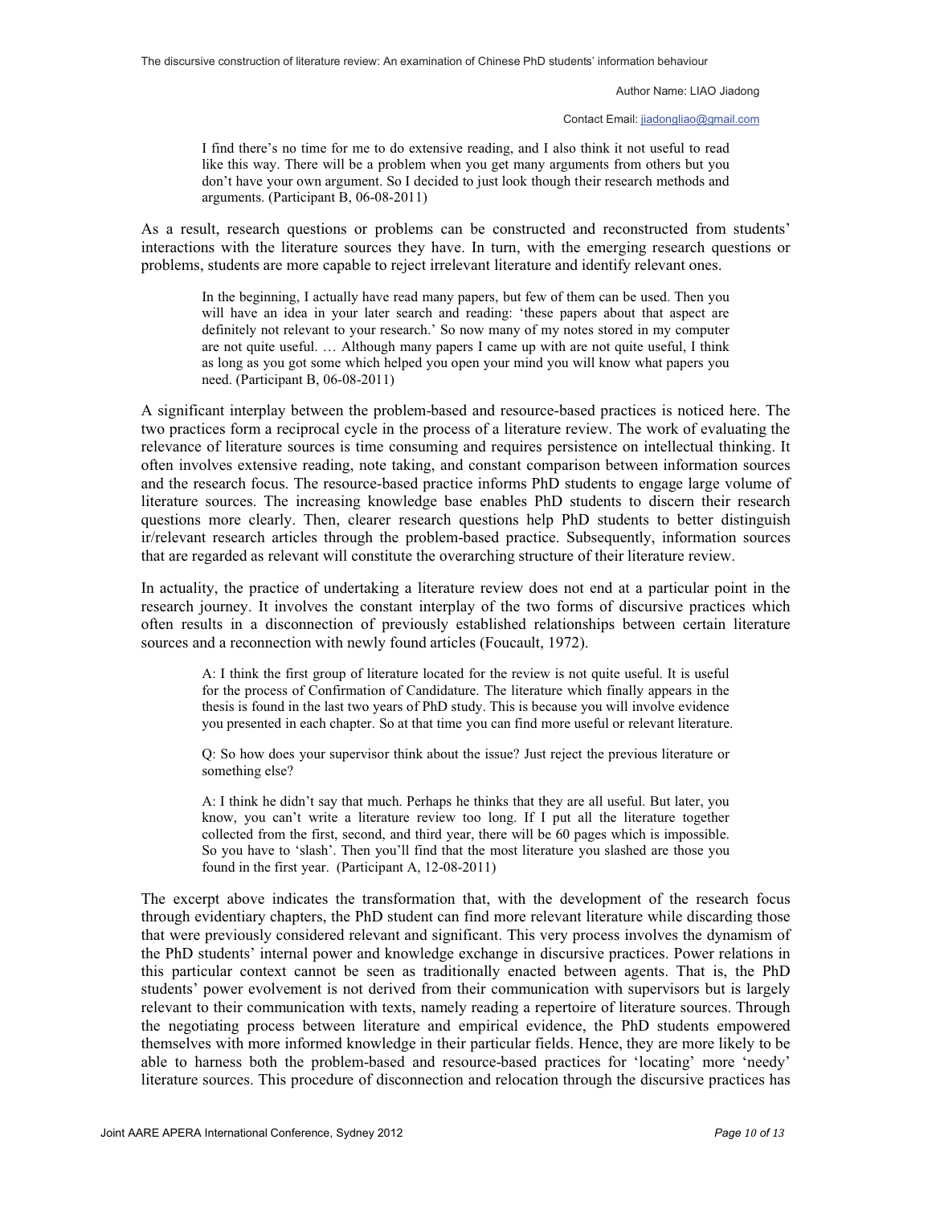> I find there's no time for me to do extensive reading, and I also think it not useful to read like this way. There will be a problem when you get many arguments from others but you don't have your own argument. So I decided to just look though their research methods and arguments. (Participant B, 06-08-2011)

As a result, research questions or problems can be constructed and reconstructed from students' interactions with the literature sources they have. In turn, with the emerging research questions or problems, students are more capable to reject irrelevant literature and identify relevant ones.

> In the beginning, I actually have read many papers, but few of them can be used. Then you will have an idea in your later search and reading: 'these papers about that aspect are definitely not relevant to your research.' So now many of my notes stored in my computer are not quite useful. … Although many papers I came up with are not quite useful, I think as long as you got some which helped you open your mind you will know what papers you need. (Participant B, 06-08-2011)

A significant interplay between the problem-based and resource-based practices is noticed here. The two practices form a reciprocal cycle in the process of a literature review. The work of evaluating the relevance of literature sources is time consuming and requires persistence on intellectual thinking. It often involves extensive reading, note taking, and constant comparison between information sources and the research focus. The resource-based practice informs PhD students to engage large volume of literature sources. The increasing knowledge base enables PhD students to discern their research questions more clearly. Then, clearer research questions help PhD students to better distinguish ir/relevant research articles through the problem-based practice. Subsequently, information sources that are regarded as relevant will constitute the overarching structure of their literature review.

In actuality, the practice of undertaking a literature review does not end at a particular point in the research journey. It involves the constant interplay of the two forms of discursive practices which often results in a disconnection of previously established relationships between certain literature sources and a reconnection with newly found articles (Foucault, 1972).

> A: I think the first group of literature located for the review is not quite useful. It is useful for the process of Confirmation of Candidature. The literature which finally appears in the thesis is found in the last two years of PhD study. This is because you will involve evidence you presented in each chapter. So at that time you can find more useful or relevant literature.
>
> Q: So how does your supervisor think about the issue? Just reject the previous literature or something else?
>
> A: I think he didn't say that much. Perhaps he thinks that they are all useful. But later, you know, you can't write a literature review too long. If I put all the literature together collected from the first, second, and third year, there will be 60 pages which is impossible. So you have to 'slash'. Then you'll find that the most literature you slashed are those you found in the first year. (Participant A, 12-08-2011)

The excerpt above indicates the transformation that, with the development of the research focus through evidentiary chapters, the PhD student can find more relevant literature while discarding those that were previously considered relevant and significant. This very process involves the dynamism of the PhD students' internal power and knowledge exchange in discursive practices. Power relations in this particular context cannot be seen as traditionally enacted between agents. That is, the PhD students' power evolvement is not derived from their communication with supervisors but is largely relevant to their communication with texts, namely reading a repertoire of literature sources. Through the negotiating process between literature and empirical evidence, the PhD students empowered themselves with more informed knowledge in their particular fields. Hence, they are more likely to be able to harness both the problem-based and resource-based practices for 'locating' more 'needy' literature sources. This procedure of disconnection and relocation through the discursive practices has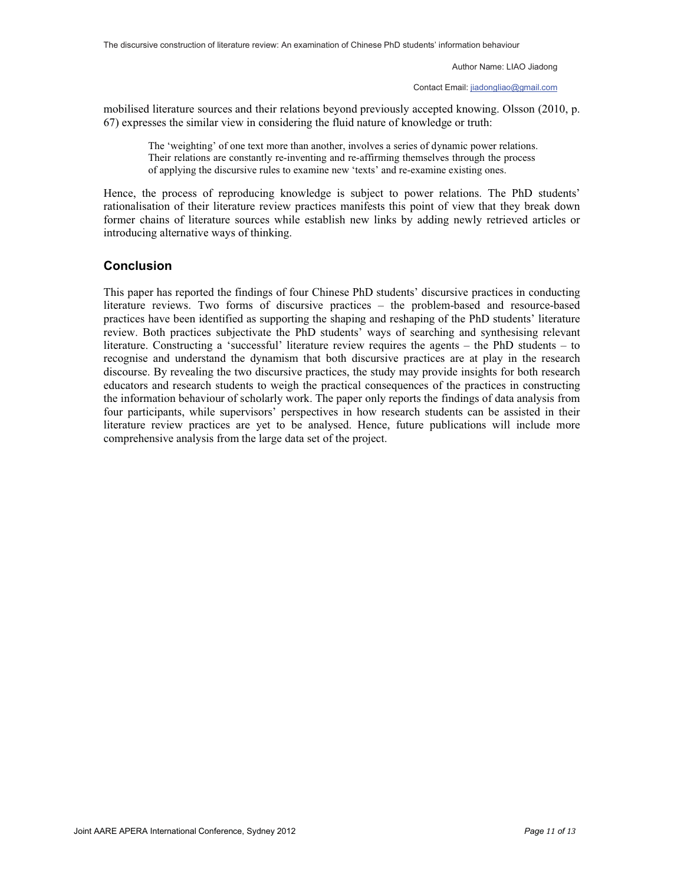mobilised literature sources and their relations beyond previously accepted knowing. Olsson (2010, p. 67) expresses the similar view in considering the fluid nature of knowledge or truth:

> The 'weighting' of one text more than another, involves a series of dynamic power relations. Their relations are constantly re-inventing and re-affirming themselves through the process of applying the discursive rules to examine new 'texts' and re-examine existing ones.

Hence, the process of reproducing knowledge is subject to power relations. The PhD students' rationalisation of their literature review practices manifests this point of view that they break down former chains of literature sources while establish new links by adding newly retrieved articles or introducing alternative ways of thinking.

## Conclusion

This paper has reported the findings of four Chinese PhD students' discursive practices in conducting literature reviews. Two forms of discursive practices – the problem-based and resource-based practices have been identified as supporting the shaping and reshaping of the PhD students' literature review. Both practices subjectivate the PhD students' ways of searching and synthesising relevant literature. Constructing a 'successful' literature review requires the agents – the PhD students – to recognise and understand the dynamism that both discursive practices are at play in the research discourse. By revealing the two discursive practices, the study may provide insights for both research educators and research students to weigh the practical consequences of the practices in constructing the information behaviour of scholarly work. The paper only reports the findings of data analysis from four participants, while supervisors' perspectives in how research students can be assisted in their literature review practices are yet to be analysed. Hence, future publications will include more comprehensive analysis from the large data set of the project.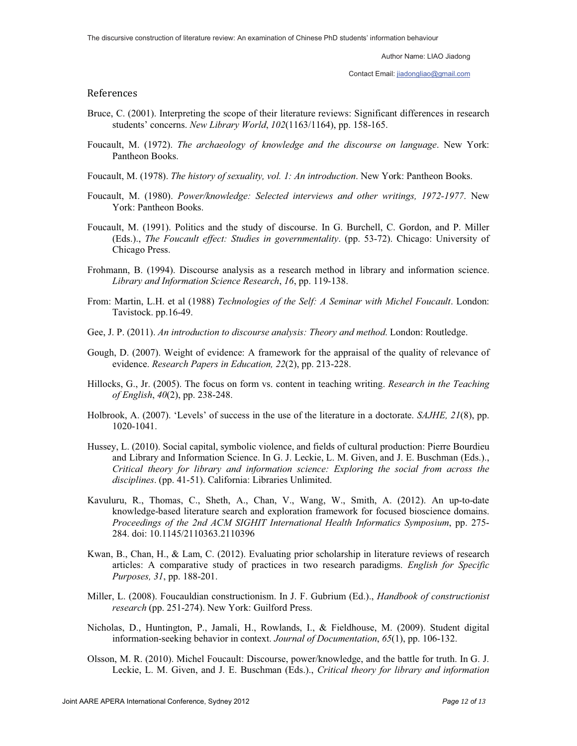## References

Bruce, C. (2001). Interpreting the scope of their literature reviews: Significant differences in research students' concerns. *New Library World*, *102*(1163/1164), pp. 158-165.

Foucault, M. (1972). *The archaeology of knowledge and the discourse on language*. New York: Pantheon Books.

Foucault, M. (1978). *The history of sexuality, vol. 1: An introduction*. New York: Pantheon Books.

Foucault, M. (1980). *Power/knowledge: Selected interviews and other writings, 1972-1977*. New York: Pantheon Books.

Foucault, M. (1991). Politics and the study of discourse. In G. Burchell, C. Gordon, and P. Miller (Eds.)., *The Foucault effect: Studies in governmentality*. (pp. 53-72). Chicago: University of Chicago Press.

Frohmann, B. (1994). Discourse analysis as a research method in library and information science. *Library and Information Science Research*, *16*, pp. 119-138.

From: Martin, L.H. et al (1988) *Technologies of the Self: A Seminar with Michel Foucault*. London: Tavistock. pp.16-49.

Gee, J. P. (2011). *An introduction to discourse analysis: Theory and method*. London: Routledge.

Gough, D. (2007). Weight of evidence: A framework for the appraisal of the quality of relevance of evidence. *Research Papers in Education, 22*(2), pp. 213-228.

Hillocks, G., Jr. (2005). The focus on form vs. content in teaching writing. *Research in the Teaching of English*, *40*(2), pp. 238-248.

Holbrook, A. (2007). 'Levels' of success in the use of the literature in a doctorate. *SAJHE, 21*(8), pp. 1020-1041.

Hussey, L. (2010). Social capital, symbolic violence, and fields of cultural production: Pierre Bourdieu and Library and Information Science. In G. J. Leckie, L. M. Given, and J. E. Buschman (Eds.)., *Critical theory for library and information science: Exploring the social from across the disciplines*. (pp. 41-51). California: Libraries Unlimited.

Kavuluru, R., Thomas, C., Sheth, A., Chan, V., Wang, W., Smith, A. (2012). An up-to-date knowledge-based literature search and exploration framework for focused bioscience domains. *Proceedings of the 2nd ACM SIGHIT International Health Informatics Symposium*, pp. 275-284. doi: 10.1145/2110363.2110396

Kwan, B., Chan, H., & Lam, C. (2012). Evaluating prior scholarship in literature reviews of research articles: A comparative study of practices in two research paradigms. *English for Specific Purposes, 31*, pp. 188-201.

Miller, L. (2008). Foucauldian constructionism. In J. F. Gubrium (Ed.)., *Handbook of constructionist research* (pp. 251-274). New York: Guilford Press.

Nicholas, D., Huntington, P., Jamali, H., Rowlands, I., & Fieldhouse, M. (2009). Student digital information-seeking behavior in context. *Journal of Documentation*, *65*(1), pp. 106-132.

Olsson, M. R. (2010). Michel Foucault: Discourse, power/knowledge, and the battle for truth. In G. J. Leckie, L. M. Given, and J. E. Buschman (Eds.)., *Critical theory for library and information*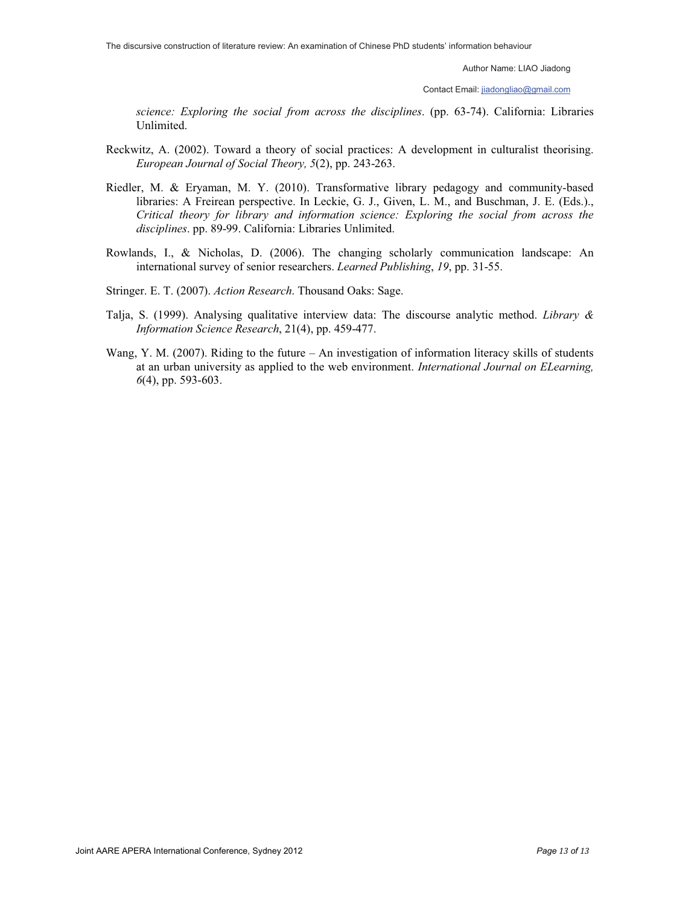*science: Exploring the social from across the disciplines*. (pp. 63-74). California: Libraries Unlimited.

Reckwitz, A. (2002). Toward a theory of social practices: A development in culturalist theorising. *European Journal of Social Theory, 5*(2), pp. 243-263.

Riedler, M. & Eryaman, M. Y. (2010). Transformative library pedagogy and community-based libraries: A Freirean perspective. In Leckie, G. J., Given, L. M., and Buschman, J. E. (Eds.)., *Critical theory for library and information science: Exploring the social from across the disciplines*. pp. 89-99. California: Libraries Unlimited.

Rowlands, I., & Nicholas, D. (2006). The changing scholarly communication landscape: An international survey of senior researchers. *Learned Publishing*, *19*, pp. 31-55.

Stringer. E. T. (2007). *Action Research*. Thousand Oaks: Sage.

Talja, S. (1999). Analysing qualitative interview data: The discourse analytic method. *Library & Information Science Research*, 21(4), pp. 459-477.

Wang, Y. M. (2007). Riding to the future – An investigation of information literacy skills of students at an urban university as applied to the web environment. *International Journal on ELearning, 6*(4), pp. 593-603.